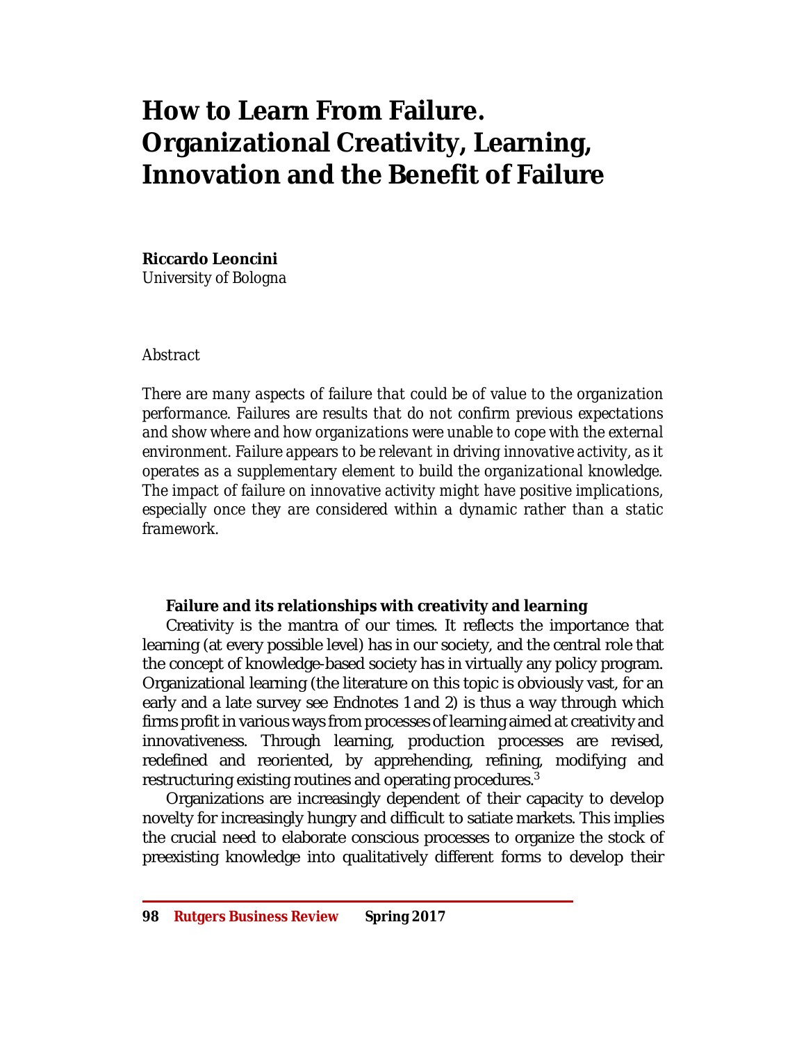# How to Learn From Failure. Organizational Creativity, Learning, Innovation and the Benefit of Failure

**Riccardo Leoncini**
University of Bologna

*Abstract*

*There are many aspects of failure that could be of value to the organization performance. Failures are results that do not confirm previous expectations and show where and how organizations were unable to cope with the external environment. Failure appears to be relevant in driving innovative activity, as it operates as a supplementary element to build the organizational knowledge. The impact of failure on innovative activity might have positive implications, especially once they are considered within a dynamic rather than a static framework.*

## Failure and its relationships with creativity and learning

Creativity is the mantra of our times. It reflects the importance that learning (at every possible level) has in our society, and the central role that the concept of knowledge-based society has in virtually any policy program. Organizational learning (the literature on this topic is obviously vast, for an early and a late survey see Endnotes 1 and 2) is thus a way through which firms profit in various ways from processes of learning aimed at creativity and innovativeness. Through learning, production processes are revised, redefined and reoriented, by apprehending, refining, modifying and restructuring existing routines and operating procedures.[3]

Organizations are increasingly dependent of their capacity to develop novelty for increasingly hungry and difficult to satiate markets. This implies the crucial need to elaborate conscious processes to organize the stock of preexisting knowledge into qualitatively different forms to develop their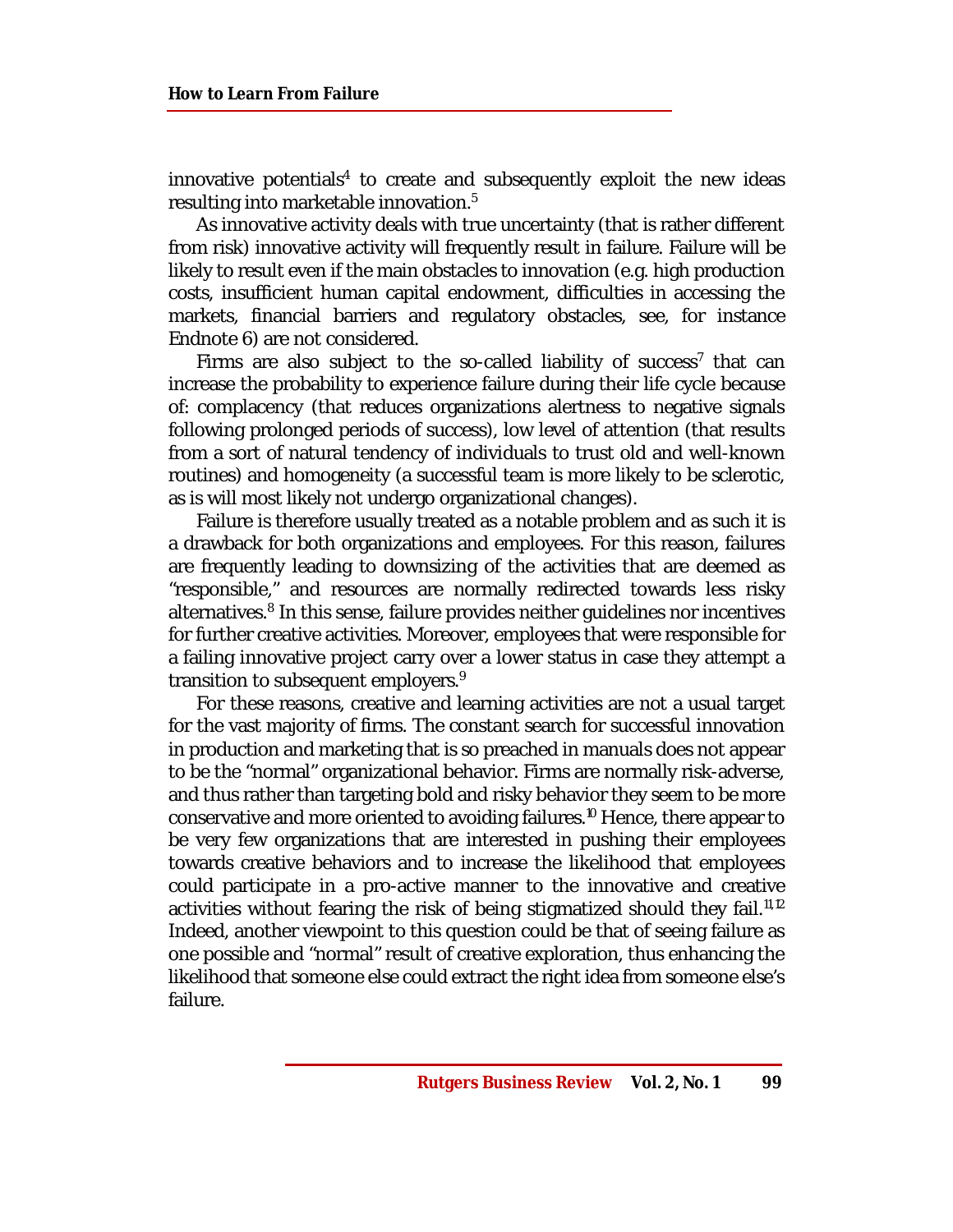innovative potentials[4] to create and subsequently exploit the new ideas resulting into marketable innovation.[5]

As innovative activity deals with true uncertainty (that is rather different from risk) innovative activity will frequently result in failure. Failure will be likely to result even if the main obstacles to innovation (e.g. high production costs, insufficient human capital endowment, difficulties in accessing the markets, financial barriers and regulatory obstacles, see, for instance Endnote 6) are not considered.

Firms are also subject to the so-called liability of success[7] that can increase the probability to experience failure during their life cycle because of: complacency (that reduces organizations alertness to negative signals following prolonged periods of success), low level of attention (that results from a sort of natural tendency of individuals to trust old and well-known routines) and homogeneity (a successful team is more likely to be sclerotic, as is will most likely not undergo organizational changes).

Failure is therefore usually treated as a notable problem and as such it is a drawback for both organizations and employees. For this reason, failures are frequently leading to downsizing of the activities that are deemed as "responsible," and resources are normally redirected towards less risky alternatives.[8] In this sense, failure provides neither guidelines nor incentives for further creative activities. Moreover, employees that were responsible for a failing innovative project carry over a lower status in case they attempt a transition to subsequent employers.[9]

For these reasons, creative and learning activities are not a usual target for the vast majority of firms. The constant search for successful innovation in production and marketing that is so preached in manuals does not appear to be the "normal" organizational behavior. Firms are normally risk-adverse, and thus rather than targeting bold and risky behavior they seem to be more conservative and more oriented to avoiding failures.[10] Hence, there appear to be very few organizations that are interested in pushing their employees towards creative behaviors and to increase the likelihood that employees could participate in a pro-active manner to the innovative and creative activities without fearing the risk of being stigmatized should they fail.[11,12] Indeed, another viewpoint to this question could be that of seeing failure as one possible and "normal" result of creative exploration, thus enhancing the likelihood that someone else could extract the right idea from someone else's failure.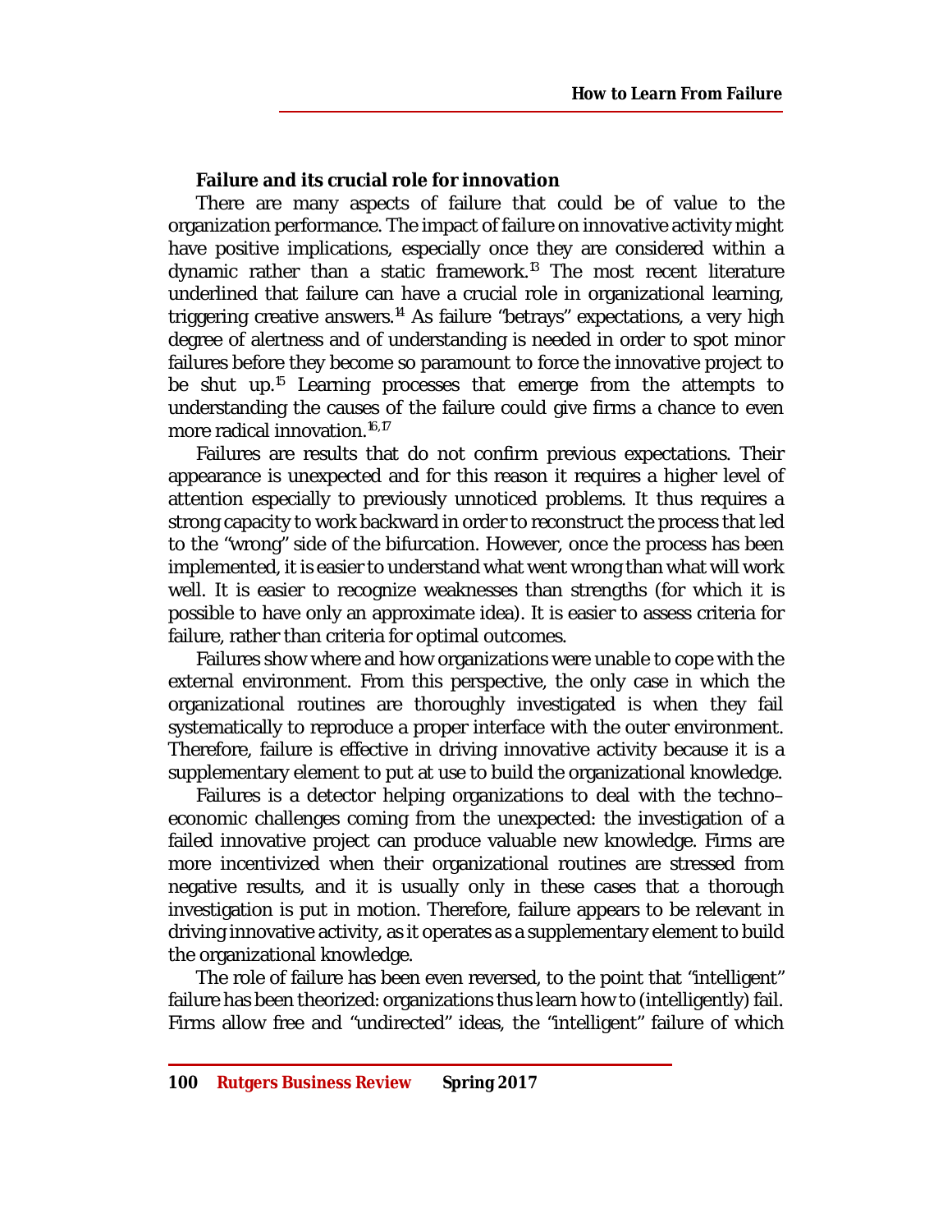### Failure and its crucial role for innovation

There are many aspects of failure that could be of value to the organization performance. The impact of failure on innovative activity might have positive implications, especially once they are considered within a dynamic rather than a static framework.[13] The most recent literature underlined that failure can have a crucial role in organizational learning, triggering creative answers.[14] As failure "betrays" expectations, a very high degree of alertness and of understanding is needed in order to spot minor failures before they become so paramount to force the innovative project to be shut up.[15] Learning processes that emerge from the attempts to understanding the causes of the failure could give firms a chance to even more radical innovation.[16,17]

Failures are results that do not confirm previous expectations. Their appearance is unexpected and for this reason it requires a higher level of attention especially to previously unnoticed problems. It thus requires a strong capacity to work backward in order to reconstruct the process that led to the "wrong" side of the bifurcation. However, once the process has been implemented, it is easier to understand what went wrong than what will work well. It is easier to recognize weaknesses than strengths (for which it is possible to have only an approximate idea). It is easier to assess criteria for failure, rather than criteria for optimal outcomes.

Failures show where and how organizations were unable to cope with the external environment. From this perspective, the only case in which the organizational routines are thoroughly investigated is when they fail systematically to reproduce a proper interface with the outer environment. Therefore, failure is effective in driving innovative activity because it is a supplementary element to put at use to build the organizational knowledge.

Failures is a detector helping organizations to deal with the techno–economic challenges coming from the unexpected: the investigation of a failed innovative project can produce valuable new knowledge. Firms are more incentivized when their organizational routines are stressed from negative results, and it is usually only in these cases that a thorough investigation is put in motion. Therefore, failure appears to be relevant in driving innovative activity, as it operates as a supplementary element to build the organizational knowledge.

The role of failure has been even reversed, to the point that "intelligent" failure has been theorized: organizations thus learn how to (intelligently) fail. Firms allow free and "undirected" ideas, the "intelligent" failure of which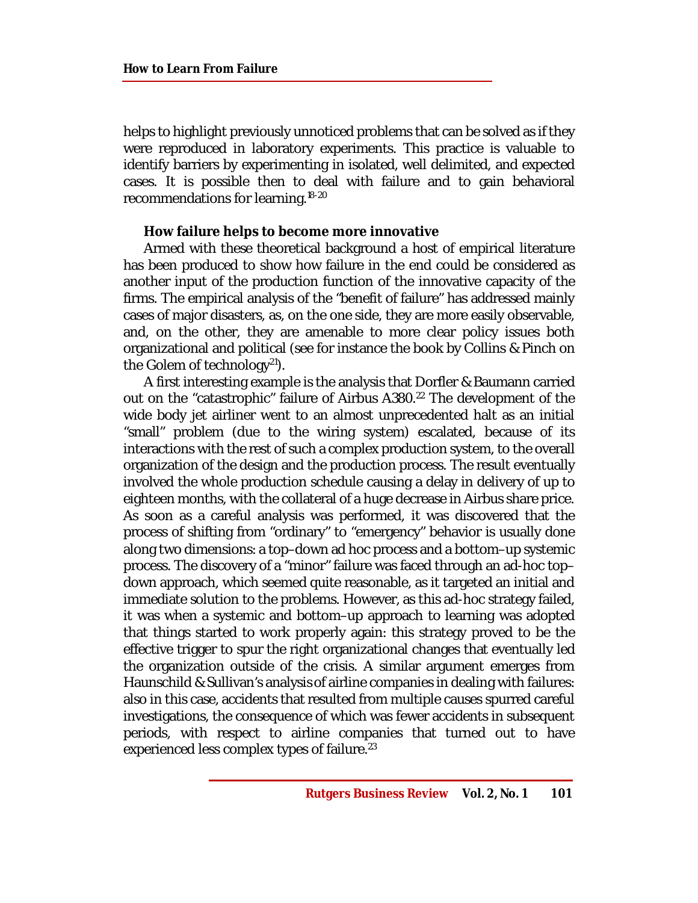helps to highlight previously unnoticed problems that can be solved as if they were reproduced in laboratory experiments. This practice is valuable to identify barriers by experimenting in isolated, well delimited, and expected cases. It is possible then to deal with failure and to gain behavioral recommendations for learning.[18-20]

### How failure helps to become more innovative

Armed with these theoretical background a host of empirical literature has been produced to show how failure in the end could be considered as another input of the production function of the innovative capacity of the firms. The empirical analysis of the "benefit of failure" has addressed mainly cases of major disasters, as, on the one side, they are more easily observable, and, on the other, they are amenable to more clear policy issues both organizational and political (see for instance the book by Collins & Pinch on the Golem of technology[21]).

A first interesting example is the analysis that Dorfler & Baumann carried out on the "catastrophic" failure of Airbus A380.[22] The development of the wide body jet airliner went to an almost unprecedented halt as an initial "small" problem (due to the wiring system) escalated, because of its interactions with the rest of such a complex production system, to the overall organization of the design and the production process. The result eventually involved the whole production schedule causing a delay in delivery of up to eighteen months, with the collateral of a huge decrease in Airbus share price. As soon as a careful analysis was performed, it was discovered that the process of shifting from "ordinary" to "emergency" behavior is usually done along two dimensions: a top–down ad hoc process and a bottom–up systemic process. The discovery of a "minor" failure was faced through an ad-hoc top–down approach, which seemed quite reasonable, as it targeted an initial and immediate solution to the problems. However, as this ad-hoc strategy failed, it was when a systemic and bottom–up approach to learning was adopted that things started to work properly again: this strategy proved to be the effective trigger to spur the right organizational changes that eventually led the organization outside of the crisis. A similar argument emerges from Haunschild & Sullivan's analysis of airline companies in dealing with failures: also in this case, accidents that resulted from multiple causes spurred careful investigations, the consequence of which was fewer accidents in subsequent periods, with respect to airline companies that turned out to have experienced less complex types of failure.[23]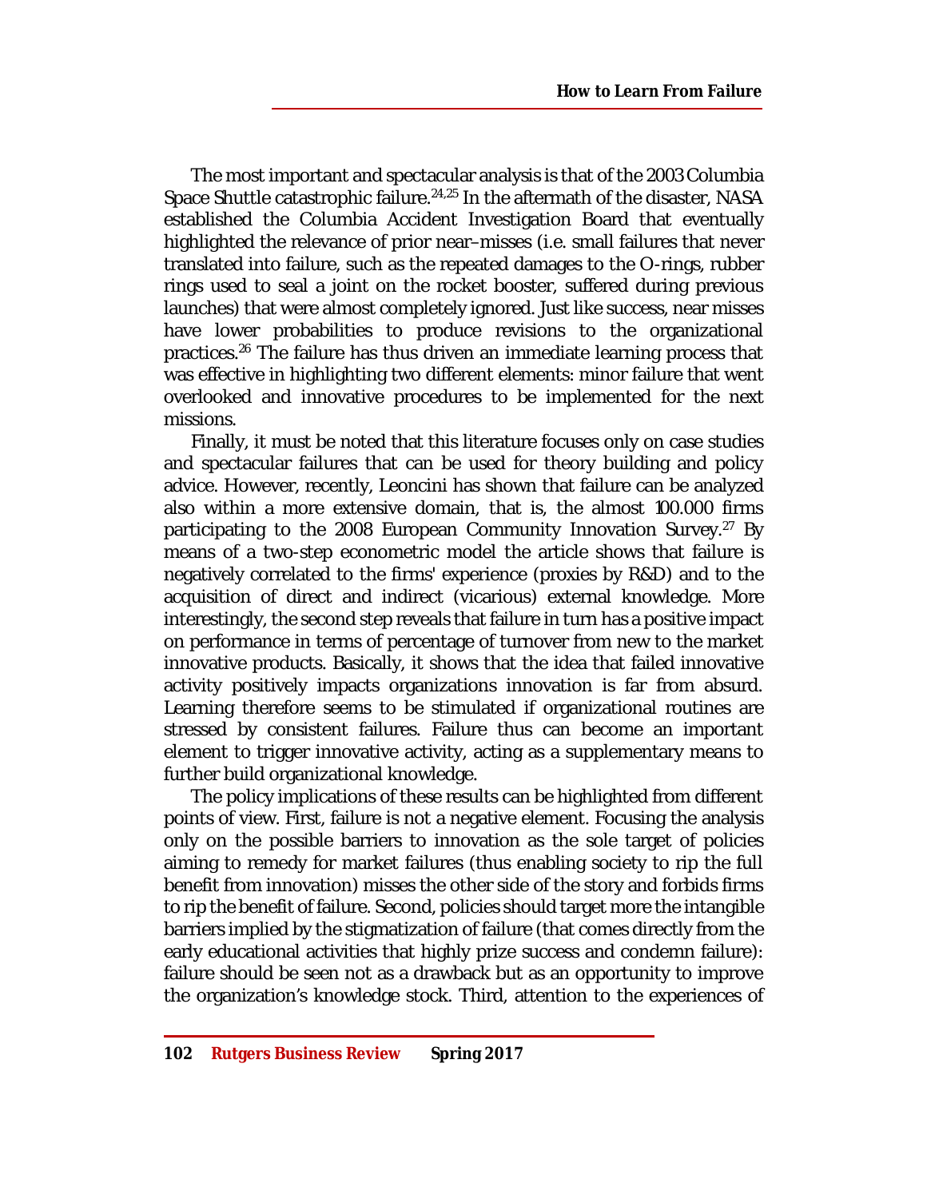The most important and spectacular analysis is that of the 2003 Columbia Space Shuttle catastrophic failure.[24,25] In the aftermath of the disaster, NASA established the Columbia Accident Investigation Board that eventually highlighted the relevance of prior near–misses (i.e. small failures that never translated into failure, such as the repeated damages to the O-rings, rubber rings used to seal a joint on the rocket booster, suffered during previous launches) that were almost completely ignored. Just like success, near misses have lower probabilities to produce revisions to the organizational practices.[26] The failure has thus driven an immediate learning process that was effective in highlighting two different elements: minor failure that went overlooked and innovative procedures to be implemented for the next missions.

Finally, it must be noted that this literature focuses only on case studies and spectacular failures that can be used for theory building and policy advice. However, recently, Leoncini has shown that failure can be analyzed also within a more extensive domain, that is, the almost 100.000 firms participating to the 2008 European Community Innovation Survey.[27] By means of a two-step econometric model the article shows that failure is negatively correlated to the firms' experience (proxies by R&D) and to the acquisition of direct and indirect (vicarious) external knowledge. More interestingly, the second step reveals that failure in turn has a positive impact on performance in terms of percentage of turnover from new to the market innovative products. Basically, it shows that the idea that failed innovative activity positively impacts organizations innovation is far from absurd. Learning therefore seems to be stimulated if organizational routines are stressed by consistent failures. Failure thus can become an important element to trigger innovative activity, acting as a supplementary means to further build organizational knowledge.

The policy implications of these results can be highlighted from different points of view. First, failure is not a negative element. Focusing the analysis only on the possible barriers to innovation as the sole target of policies aiming to remedy for market failures (thus enabling society to rip the full benefit from innovation) misses the other side of the story and forbids firms to rip the benefit of failure. Second, policies should target more the intangible barriers implied by the stigmatization of failure (that comes directly from the early educational activities that highly prize success and condemn failure): failure should be seen not as a drawback but as an opportunity to improve the organization's knowledge stock. Third, attention to the experiences of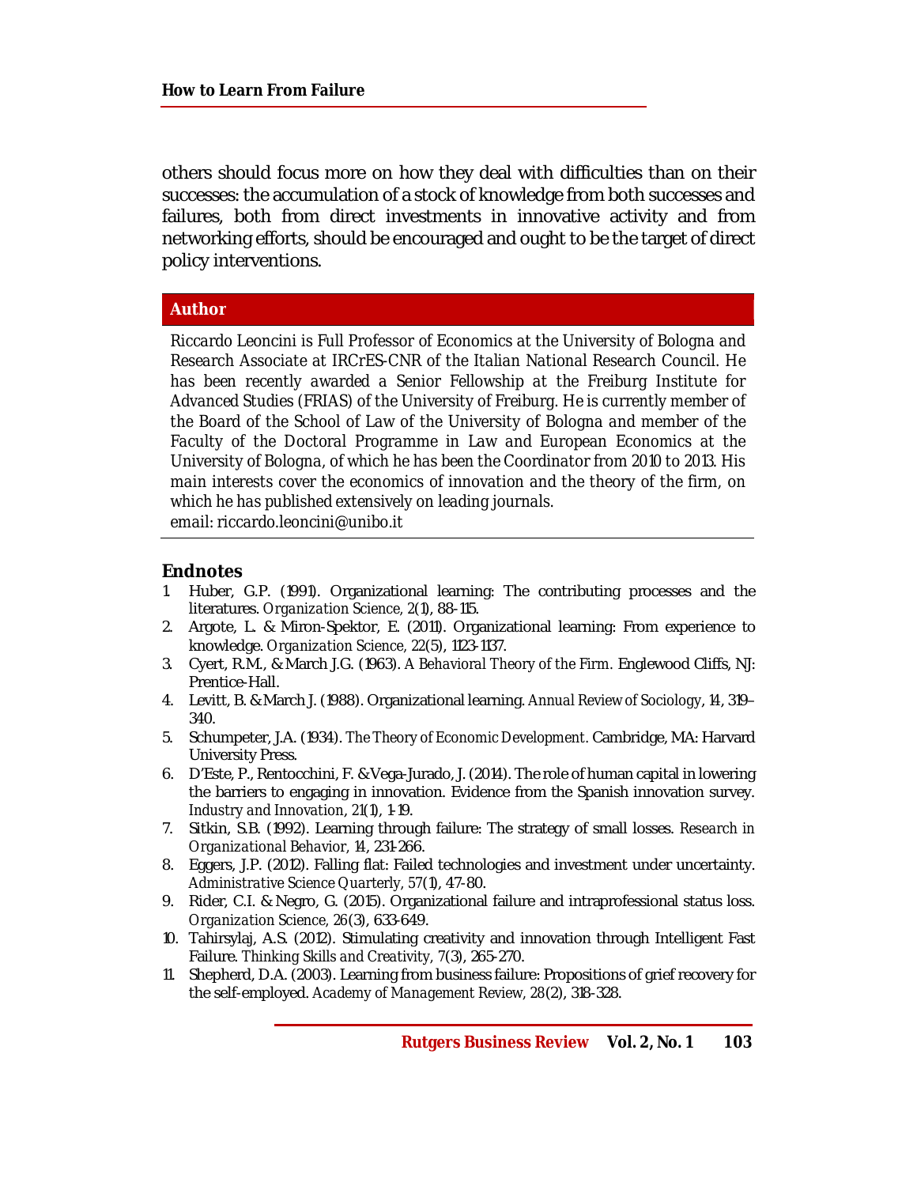others should focus more on how they deal with difficulties than on their successes: the accumulation of a stock of knowledge from both successes and failures, both from direct investments in innovative activity and from networking efforts, should be encouraged and ought to be the target of direct policy interventions.

## Author

*Riccardo Leoncini is Full Professor of Economics at the University of Bologna and Research Associate at IRCrES-CNR of the Italian National Research Council. He has been recently awarded a Senior Fellowship at the Freiburg Institute for Advanced Studies (FRIAS) of the University of Freiburg. He is currently member of the Board of the School of Law of the University of Bologna and member of the Faculty of the Doctoral Programme in Law and European Economics at the University of Bologna, of which he has been the Coordinator from 2010 to 2013. His main interests cover the economics of innovation and the theory of the firm, on which he has published extensively on leading journals.*
*email: riccardo.leoncini@unibo.it*

## Endnotes

1. Huber, G.P. (1991). Organizational learning: The contributing processes and the literatures. *Organization Science, 2*(1), 88-115.
2. Argote, L. & Miron-Spektor, E. (2011). Organizational learning: From experience to knowledge. *Organization Science, 22*(5), 1123-1137.
3. Cyert, R.M., & March J.G. (1963). *A Behavioral Theory of the Firm.* Englewood Cliffs, NJ: Prentice-Hall.
4. Levitt, B. & March J. (1988). Organizational learning. *Annual Review of Sociology, 14*, 319–340.
5. Schumpeter, J.A. (1934). *The Theory of Economic Development.* Cambridge, MA: Harvard University Press.
6. D'Este, P., Rentocchini, F. &Vega-Jurado, J. (2014). The role of human capital in lowering the barriers to engaging in innovation. Evidence from the Spanish innovation survey. *Industry and Innovation, 21*(1), 1-19.
7. Sitkin, S.B. (1992). Learning through failure: The strategy of small losses. *Research in Organizational Behavior, 14*, 231-266.
8. Eggers, J.P. (2012). Falling flat: Failed technologies and investment under uncertainty. *Administrative Science Quarterly, 57*(1), 47-80.
9. Rider, C.I. & Negro, G. (2015). Organizational failure and intraprofessional status loss. *Organization Science, 26*(3), 633-649.
10. Tahirsylaj, A.S. (2012). Stimulating creativity and innovation through Intelligent Fast Failure. *Thinking Skills and Creativity, 7*(3), 265-270.
11. Shepherd, D.A. (2003). Learning from business failure: Propositions of grief recovery for the self-employed. *Academy of Management Review, 28*(2), 318-328.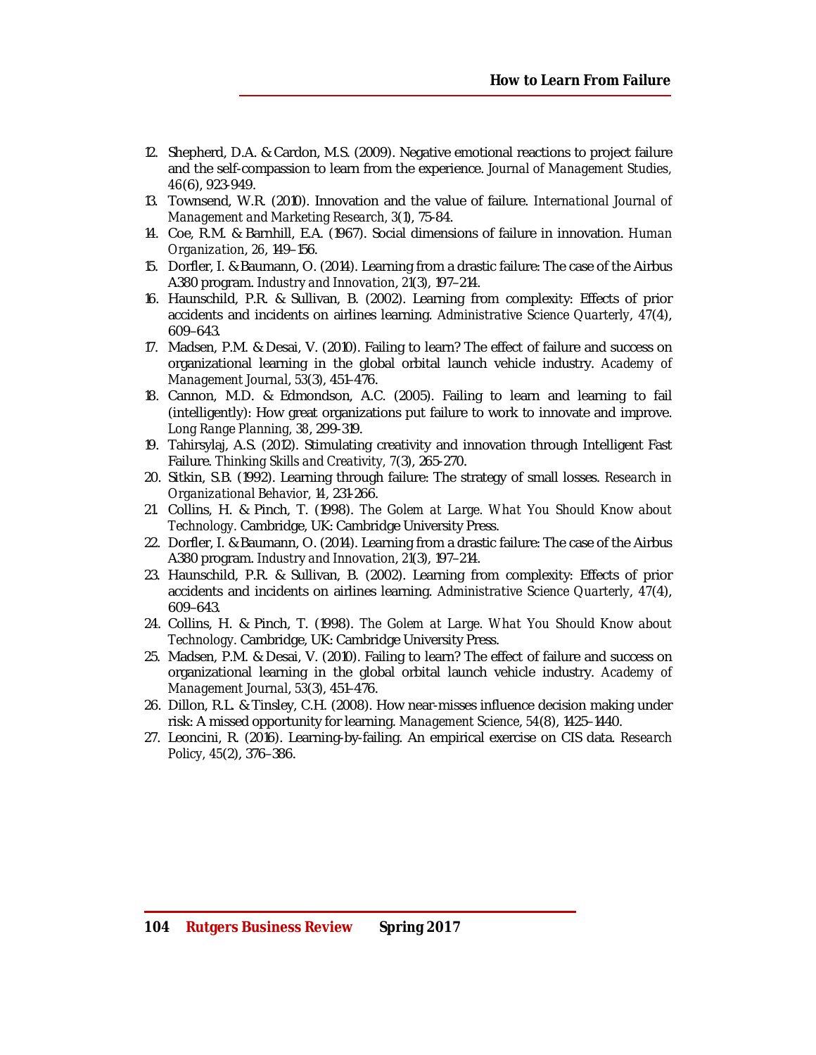12. Shepherd, D.A. & Cardon, M.S. (2009). Negative emotional reactions to project failure and the self-compassion to learn from the experience. *Journal of Management Studies, 46*(6), 923-949.
13. Townsend, W.R. (2010). Innovation and the value of failure. *International Journal of Management and Marketing Research, 3*(1), 75-84.
14. Coe, R.M. & Barnhill, E.A. (1967). Social dimensions of failure in innovation. *Human Organization*, *26*, 149–156.
15. Dorfler, I. & Baumann, O. (2014). Learning from a drastic failure: The case of the Airbus A380 program. *Industry and Innovation*, *21*(3), 197–214.
16. Haunschild, P.R. & Sullivan, B. (2002). Learning from complexity: Effects of prior accidents and incidents on airlines learning. *Administrative Science Quarterly*, *47*(4), 609–643.
17. Madsen, P.M. & Desai, V. (2010). Failing to learn? The effect of failure and success on organizational learning in the global orbital launch vehicle industry. *Academy of Management Journal*, *53*(3), 451–476.
18. Cannon, M.D. & Edmondson, A.C. (2005). Failing to learn and learning to fail (intelligently): How great organizations put failure to work to innovate and improve. *Long Range Planning, 38*, 299-319.
19. Tahirsylaj, A.S. (2012). Stimulating creativity and innovation through Intelligent Fast Failure. *Thinking Skills and Creativity, 7*(3), 265-270.
20. Sitkin, S.B. (1992). Learning through failure: The strategy of small losses. *Research in Organizational Behavior, 14*, 231-266.
21. Collins, H. & Pinch, T. (1998). *The Golem at Large. What You Should Know about Technology*. Cambridge, UK: Cambridge University Press.
22. Dorfler, I. & Baumann, O. (2014). Learning from a drastic failure: The case of the Airbus A380 program. *Industry and Innovation*, *21*(3), 197–214.
23. Haunschild, P.R. & Sullivan, B. (2002). Learning from complexity: Effects of prior accidents and incidents on airlines learning. *Administrative Science Quarterly*, *47*(4), 609–643.
24. Collins, H. & Pinch, T. (1998). *The Golem at Large. What You Should Know about Technology*. Cambridge, UK: Cambridge University Press.
25. Madsen, P.M. & Desai, V. (2010). Failing to learn? The effect of failure and success on organizational learning in the global orbital launch vehicle industry. *Academy of Management Journal*, *53*(3), 451–476.
26. Dillon, R.L. & Tinsley, C.H. (2008). How near-misses influence decision making under risk: A missed opportunity for learning. *Management Science*, *54*(8), 1425–1440.
27. Leoncini, R. (2016). Learning-by-failing. An empirical exercise on CIS data. *Research Policy*, *45*(2), 376–386.